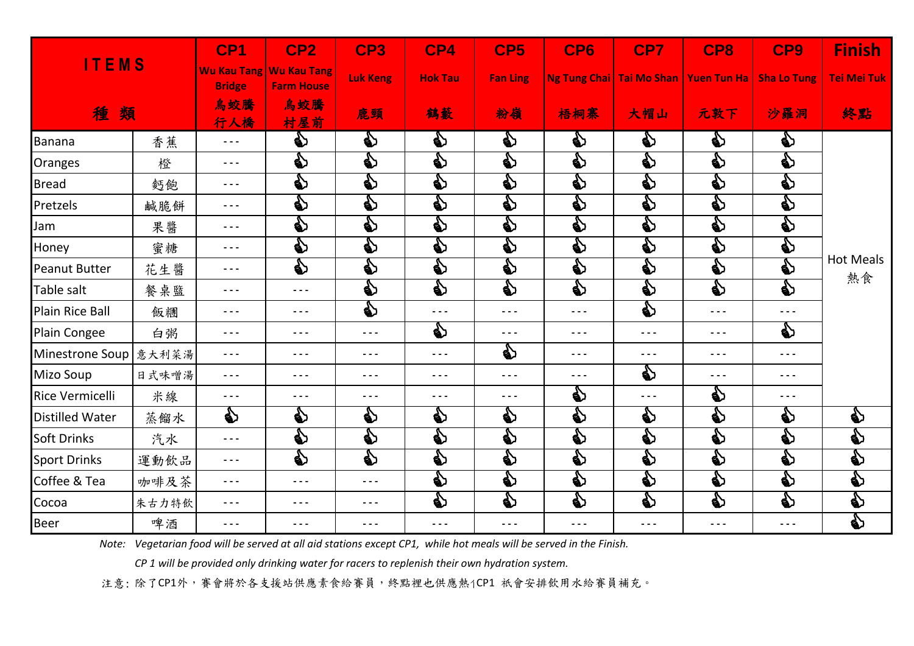| ITEMS 種類 | | CP1 Wu Kau Tang Bridge 烏蛟騰行人橋 | CP2 Wu Kau Tang Farm House 烏蛟騰村屋前 | CP3 Luk Keng 鹿頸 | CP4 Hok Tau 鶴藪 | CP5 Fan Ling 粉嶺 | CP6 Ng Tung Chai 梧桐寨 | CP7 Tai Mo Shan 大帽山 | CP8 Yuen Tun Ha 元敦下 | CP9 Sha Lo Tung 沙羅洞 | Finish Tei Mei Tuk 終點 |
|---|---|---|---|---|---|---|---|---|---|---|---|
| Banana | 香蕉 | --- | 👍 | 👍 | 👍 | 👍 | 👍 | 👍 | 👍 | 👍 | Hot Meals 熱食 |
| Oranges | 橙 | --- | 👍 | 👍 | 👍 | 👍 | 👍 | 👍 | 👍 | 👍 | |
| Bread | 麪飽 | --- | 👍 | 👍 | 👍 | 👍 | 👍 | 👍 | 👍 | 👍 | |
| Pretzels | 鹹脆餅 | --- | 👍 | 👍 | 👍 | 👍 | 👍 | 👍 | 👍 | 👍 | |
| Jam | 果醬 | --- | 👍 | 👍 | 👍 | 👍 | 👍 | 👍 | 👍 | 👍 | |
| Honey | 蜜糖 | --- | 👍 | 👍 | 👍 | 👍 | 👍 | 👍 | 👍 | 👍 | |
| Peanut Butter | 花生醬 | --- | 👍 | 👍 | 👍 | 👍 | 👍 | 👍 | 👍 | 👍 | |
| Table salt | 餐桌鹽 | --- | --- | 👍 | 👍 | 👍 | 👍 | 👍 | 👍 | 👍 | |
| Plain Rice Ball | 飯糰 | --- | --- | 👍 | --- | --- | --- | 👍 | --- | --- | |
| Plain Congee | 白粥 | --- | --- | --- | 👍 | --- | --- | --- | --- | 👍 | |
| Minestrone Soup | 意大利菜湯 | --- | --- | --- | --- | 👍 | --- | --- | --- | --- | |
| Mizo Soup | 日式味噌湯 | --- | --- | --- | --- | --- | --- | 👍 | --- | --- | |
| Rice Vermicelli | 米線 | --- | --- | --- | --- | --- | 👍 | --- | 👍 | --- | |
| Distilled Water | 蒸餾水 | 👍 | 👍 | 👍 | 👍 | 👍 | 👍 | 👍 | 👍 | 👍 | 👍 |
| Soft Drinks | 汽水 | --- | 👍 | 👍 | 👍 | 👍 | 👍 | 👍 | 👍 | 👍 | 👍 |
| Sport Drinks | 運動飲品 | --- | 👍 | 👍 | 👍 | 👍 | 👍 | 👍 | 👍 | 👍 | 👍 |
| Coffee & Tea | 咖啡及茶 | --- | --- | --- | 👍 | 👍 | 👍 | 👍 | 👍 | 👍 | 👍 |
| Cocoa | 朱古力特飲 | --- | --- | --- | 👍 | 👍 | 👍 | 👍 | 👍 | 👍 | 👍 |
| Beer | 啤酒 | --- | --- | --- | --- | --- | --- | --- | --- | --- | 👍 |

*Note: Vegetarian food will be served at all aid stations except CP1, while hot meals will be served in the Finish.*

*CP 1 will be provided only drinking water for racers to replenish their own hydration system.*

注意: 除了CP1外，賽會將於各支援站供應素食給賽員，終點裡也供應熱1CP1 祇會安排飲用水給賽員補充。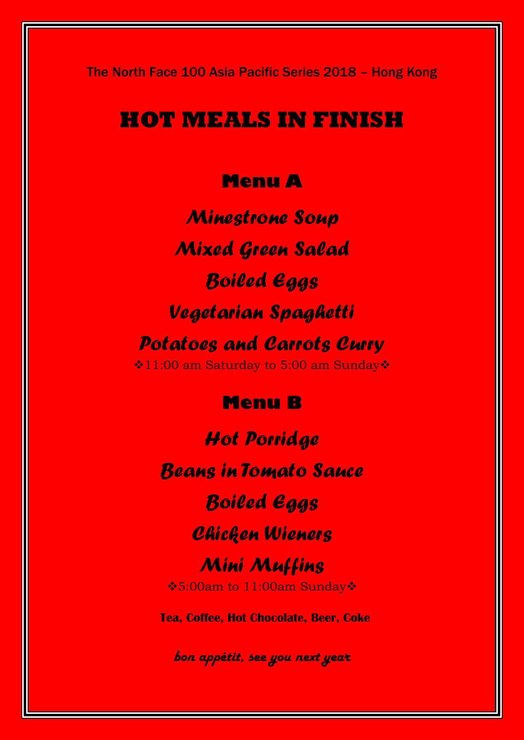The North Face 100 Asia Pacific Series 2018 – Hong Kong

# HOT MEALS IN FINISH

## Menu A

*Minestrone Soup*

*Mixed Green Salad*

*Boiled Eggs*

*Vegetarian Spaghetti*

*Potatoes and Carrots Curry*

❖11:00 am Saturday to 5:00 am Sunday❖

## Menu B

*Hot Porridge*

*Beans in Tomato Sauce*

*Boiled Eggs*

*Chicken Wieners*

*Mini Muffins*

❖5:00am to 11:00am Sunday❖

**Tea, Coffee, Hot Chocolate, Beer, Coke**

***bon appétit, see you next year***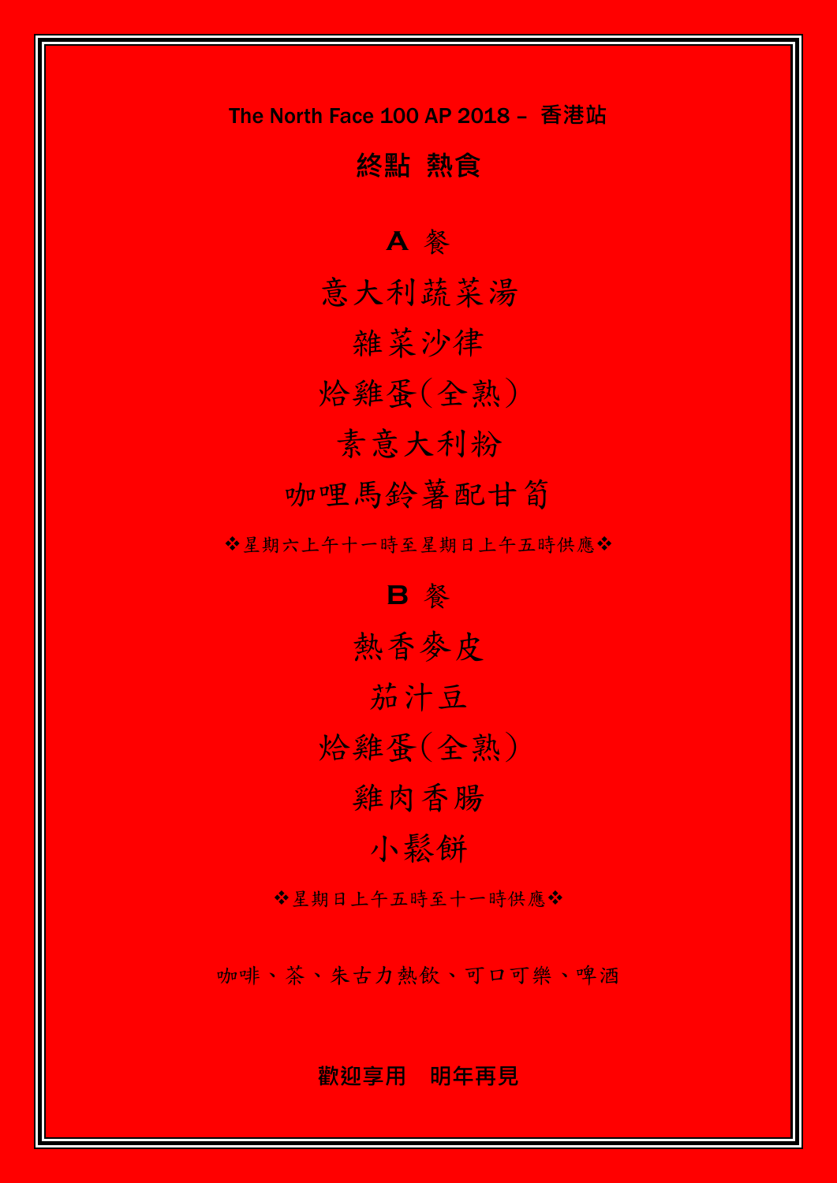**The North Face 100 AP 2018 – 香港站**

## 終點 熱食

### A 餐

意大利蔬菜湯

雜菜沙律

烚雞蛋(全熟)

素意大利粉

咖哩馬鈴薯配甘筍

❖星期六上午十一時至星期日上午五時供應❖

### B 餐

熱香麥皮

茄汁豆

烚雞蛋(全熟)

雞肉香腸

小鬆餅

❖星期日上午五時至十一時供應❖

咖啡、茶、朱古力熱飲、可口可樂、啤酒

**歡迎享用　明年再見**